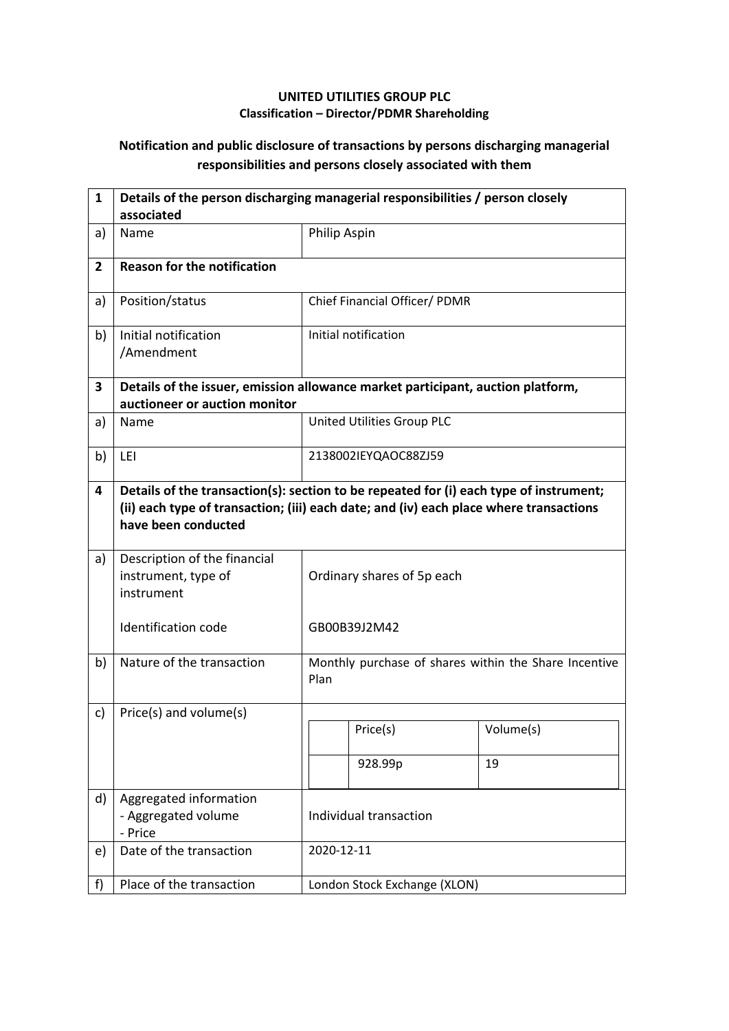**UNITED UTILITIES GROUP PLC**
**Classification – Director/PDMR Shareholding**

## Notification and public disclosure of transactions by persons discharging managerial responsibilities and persons closely associated with them

| | | |
|---|---|---|
| **1** | **Details of the person discharging managerial responsibilities / person closely associated** | |
| a) | Name | Philip Aspin |
| **2** | **Reason for the notification** | |
| a) | Position/status | Chief Financial Officer/ PDMR |
| b) | Initial notification /Amendment | Initial notification |
| **3** | **Details of the issuer, emission allowance market participant, auction platform, auctioneer or auction monitor** | |
| a) | Name | United Utilities Group PLC |
| b) | LEI | 2138002IEYQAOC88ZJ59 |
| **4** | **Details of the transaction(s): section to be repeated for (i) each type of instrument; (ii) each type of transaction; (iii) each date; and (iv) each place where transactions have been conducted** | |
| a) | Description of the financial instrument, type of instrument<br><br>Identification code | Ordinary shares of 5p each<br><br>GB00B39J2M42 |
| b) | Nature of the transaction | Monthly purchase of shares within the Share Incentive Plan |
| c) | Price(s) and volume(s) | Price(s): 928.99p<br>Volume(s): 19 |
| d) | Aggregated information<br>- Aggregated volume<br>- Price | Individual transaction |
| e) | Date of the transaction | 2020-12-11 |
| f) | Place of the transaction | London Stock Exchange (XLON) |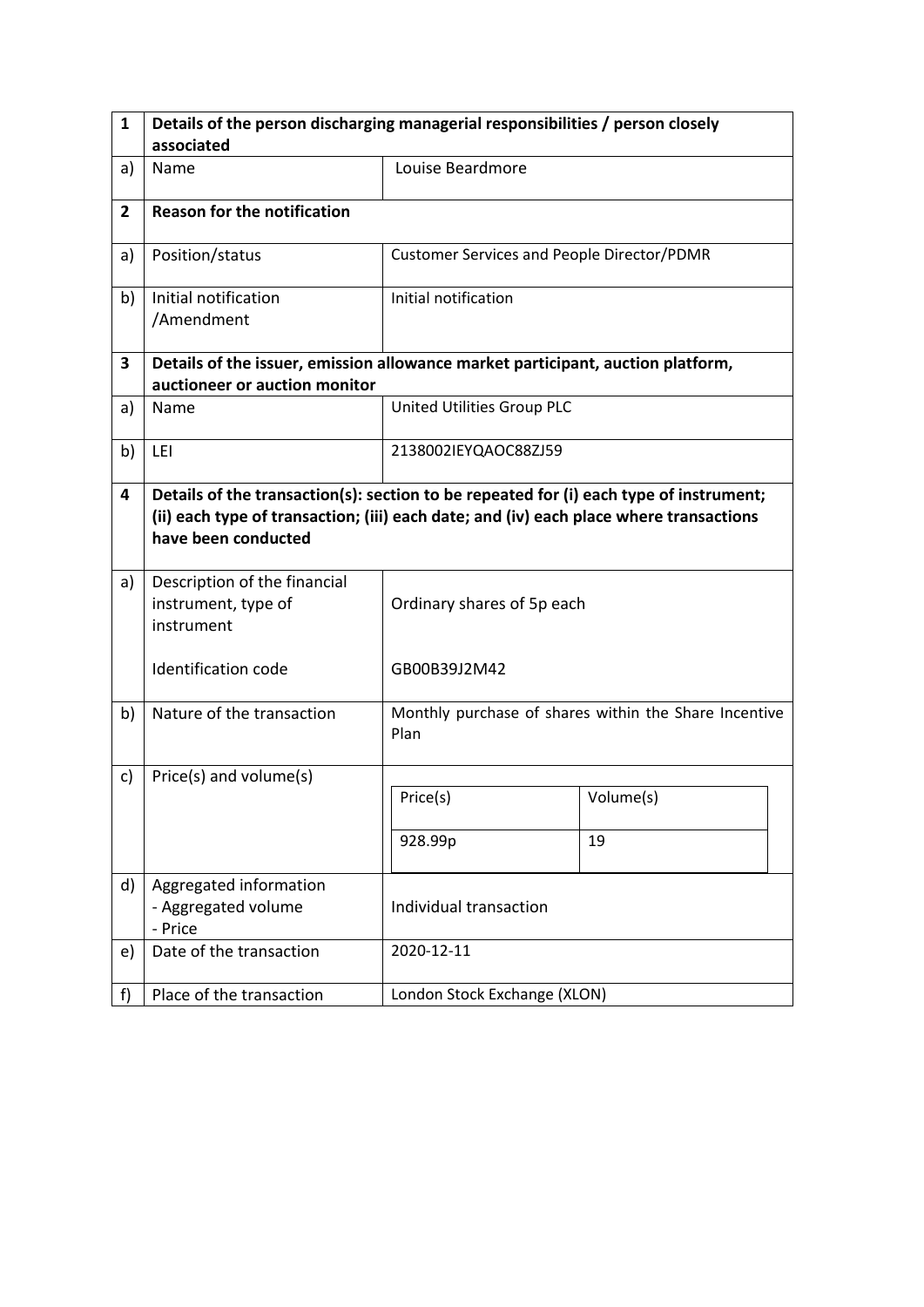| 1 | Details of the person discharging managerial responsibilities / person closely associated | |
|---|---|---|
| a) | Name | Louise Beardmore |
| **2** | **Reason for the notification** | |
| a) | Position/status | Customer Services and People Director/PDMR |
| b) | Initial notification /Amendment | Initial notification |
| **3** | **Details of the issuer, emission allowance market participant, auction platform, auctioneer or auction monitor** | |
| a) | Name | United Utilities Group PLC |
| b) | LEI | 2138002IEYQAOC88ZJ59 |
| **4** | **Details of the transaction(s): section to be repeated for (i) each type of instrument; (ii) each type of transaction; (iii) each date; and (iv) each place where transactions have been conducted** | |
| a) | Description of the financial instrument, type of instrument<br><br>Identification code | Ordinary shares of 5p each<br><br>GB00B39J2M42 |
| b) | Nature of the transaction | Monthly purchase of shares within the Share Incentive Plan |
| c) | Price(s) and volume(s) | Price(s): 928.99p<br>Volume(s): 19 |
| d) | Aggregated information<br>- Aggregated volume<br>- Price | Individual transaction |
| e) | Date of the transaction | 2020-12-11 |
| f) | Place of the transaction | London Stock Exchange (XLON) |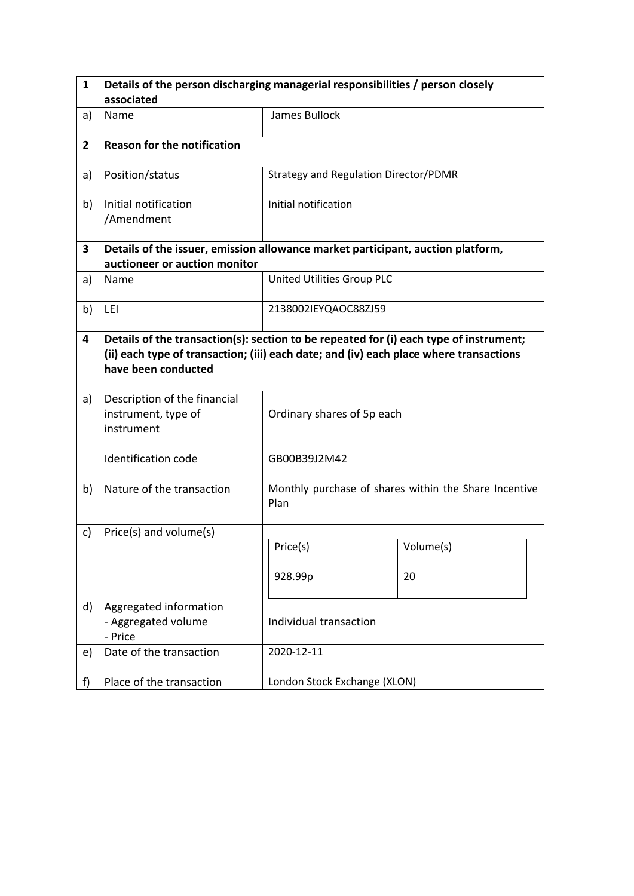| 1 | Details of the person discharging managerial responsibilities / person closely associated | |
|---|---|---|
| a) | Name | James Bullock |
| **2** | **Reason for the notification** | |
| a) | Position/status | Strategy and Regulation Director/PDMR |
| b) | Initial notification /Amendment | Initial notification |
| **3** | **Details of the issuer, emission allowance market participant, auction platform, auctioneer or auction monitor** | |
| a) | Name | United Utilities Group PLC |
| b) | LEI | 2138002IEYQAOC88ZJ59 |
| **4** | **Details of the transaction(s): section to be repeated for (i) each type of instrument; (ii) each type of transaction; (iii) each date; and (iv) each place where transactions have been conducted** | |
| a) | Description of the financial instrument, type of instrument<br><br>Identification code | Ordinary shares of 5p each<br><br>GB00B39J2M42 |
| b) | Nature of the transaction | Monthly purchase of shares within the Share Incentive Plan |
| c) | Price(s) and volume(s) | Price(s): 928.99p — Volume(s): 20 |
| d) | Aggregated information<br>- Aggregated volume<br>- Price | Individual transaction |
| e) | Date of the transaction | 2020-12-11 |
| f) | Place of the transaction | London Stock Exchange (XLON) |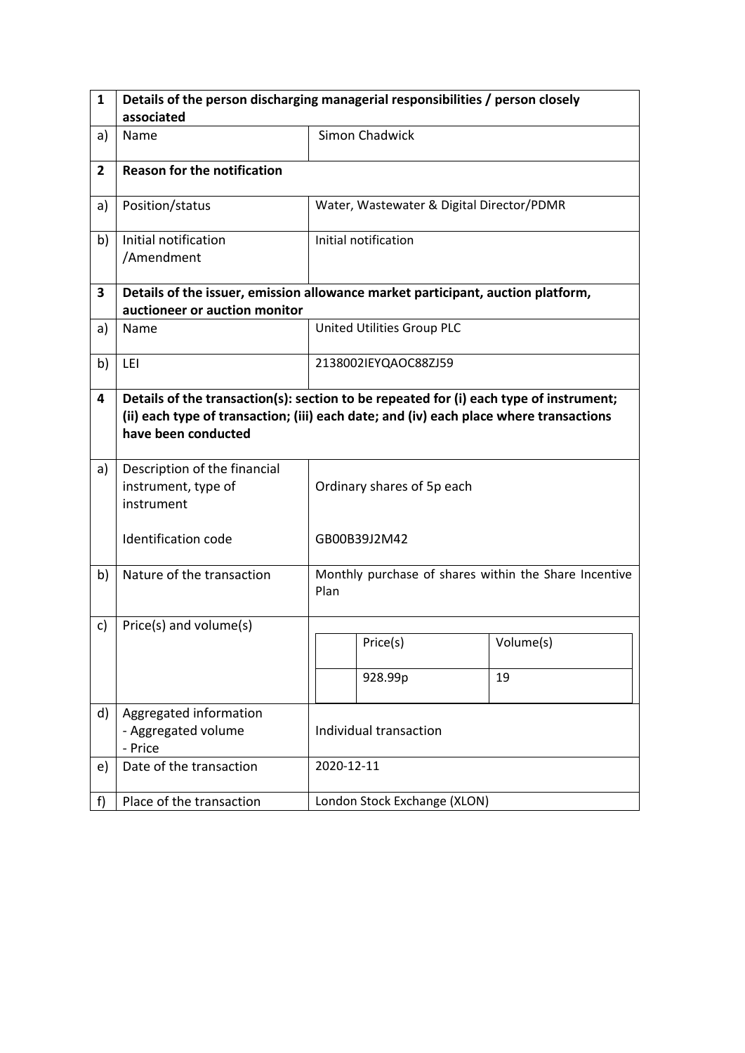| 1 | Details of the person discharging managerial responsibilities / person closely associated | |
|---|---|---|
| a) | Name | Simon Chadwick |
| **2** | **Reason for the notification** | |
| a) | Position/status | Water, Wastewater & Digital Director/PDMR |
| b) | Initial notification /Amendment | Initial notification |
| **3** | **Details of the issuer, emission allowance market participant, auction platform, auctioneer or auction monitor** | |
| a) | Name | United Utilities Group PLC |
| b) | LEI | 2138002IEYQAOC88ZJ59 |
| **4** | **Details of the transaction(s): section to be repeated for (i) each type of instrument; (ii) each type of transaction; (iii) each date; and (iv) each place where transactions have been conducted** | |
| a) | Description of the financial instrument, type of instrument<br><br>Identification code | Ordinary shares of 5p each<br><br>GB00B39J2M42 |
| b) | Nature of the transaction | Monthly purchase of shares within the Share Incentive Plan |
| c) | Price(s) and volume(s) | Price(s): 928.99p; Volume(s): 19 |
| d) | Aggregated information<br>- Aggregated volume<br>- Price | Individual transaction |
| e) | Date of the transaction | 2020-12-11 |
| f) | Place of the transaction | London Stock Exchange (XLON) |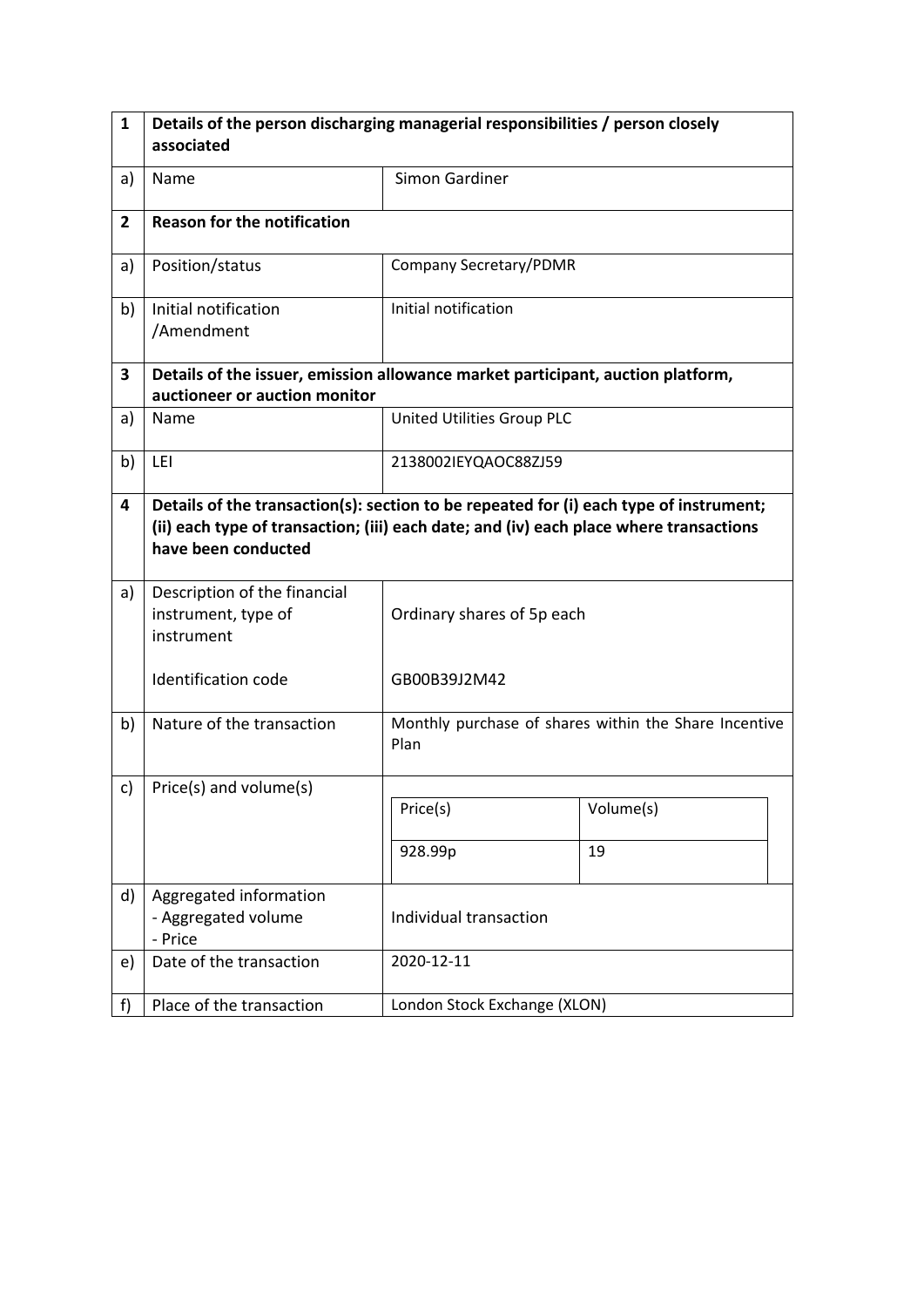| 1 | Details of the person discharging managerial responsibilities / person closely associated | |
|---|---|---|
| a) | Name | Simon Gardiner |
| **2** | **Reason for the notification** | |
| a) | Position/status | Company Secretary/PDMR |
| b) | Initial notification /Amendment | Initial notification |
| **3** | **Details of the issuer, emission allowance market participant, auction platform, auctioneer or auction monitor** | |
| a) | Name | United Utilities Group PLC |
| b) | LEI | 2138002IEYQAOC88ZJ59 |
| **4** | **Details of the transaction(s): section to be repeated for (i) each type of instrument; (ii) each type of transaction; (iii) each date; and (iv) each place where transactions have been conducted** | |
| a) | Description of the financial instrument, type of instrument<br><br>Identification code | Ordinary shares of 5p each<br><br>GB00B39J2M42 |
| b) | Nature of the transaction | Monthly purchase of shares within the Share Incentive Plan |
| c) | Price(s) and volume(s) | Price(s): 928.99p — Volume(s): 19 |
| d) | Aggregated information<br>- Aggregated volume<br>- Price | Individual transaction |
| e) | Date of the transaction | 2020-12-11 |
| f) | Place of the transaction | London Stock Exchange (XLON) |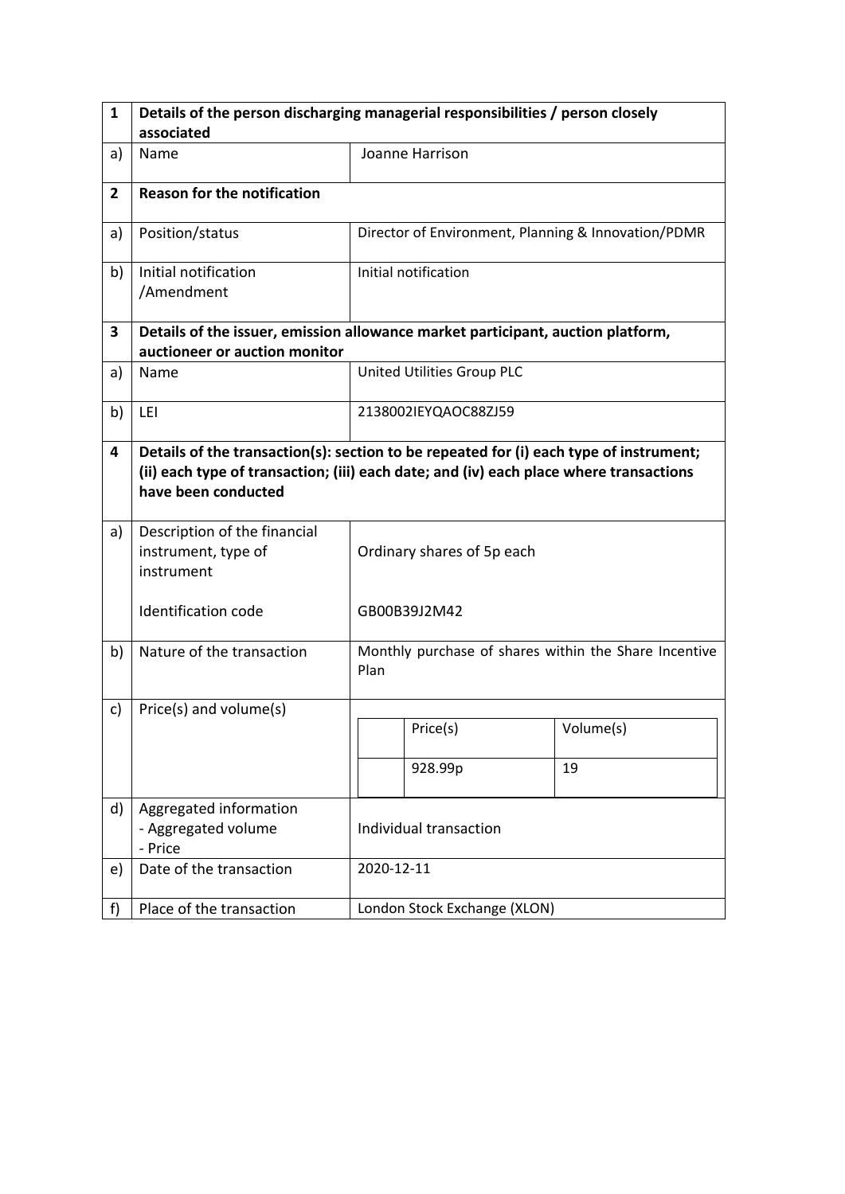| 1 | Details of the person discharging managerial responsibilities / person closely associated | |
|---|---|---|
| a) | Name | Joanne Harrison |
| 2 | **Reason for the notification** | |
| a) | Position/status | Director of Environment, Planning & Innovation/PDMR |
| b) | Initial notification /Amendment | Initial notification |
| 3 | **Details of the issuer, emission allowance market participant, auction platform, auctioneer or auction monitor** | |
| a) | Name | United Utilities Group PLC |
| b) | LEI | 2138002IEYQAOC88ZJ59 |
| 4 | **Details of the transaction(s): section to be repeated for (i) each type of instrument; (ii) each type of transaction; (iii) each date; and (iv) each place where transactions have been conducted** | |
| a) | Description of the financial instrument, type of instrument<br><br>Identification code | Ordinary shares of 5p each<br><br>GB00B39J2M42 |
| b) | Nature of the transaction | Monthly purchase of shares within the Share Incentive Plan |
| c) | Price(s) and volume(s) | Price(s): 928.99p; Volume(s): 19 |
| d) | Aggregated information<br>- Aggregated volume<br>- Price | Individual transaction |
| e) | Date of the transaction | 2020-12-11 |
| f) | Place of the transaction | London Stock Exchange (XLON) |

| Price(s) | Volume(s) |
|---|---|
| 928.99p | 19 |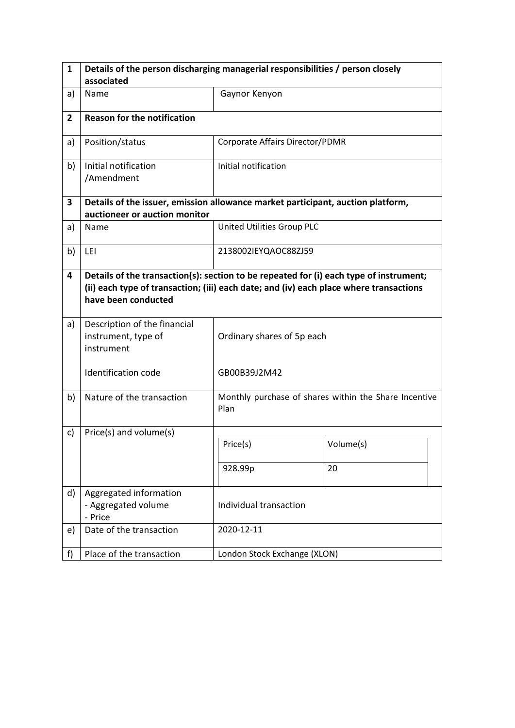| 1 | Details of the person discharging managerial responsibilities / person closely associated | |
|---|---|---|
| a) | Name | Gaynor Kenyon |
| **2** | **Reason for the notification** | |
| a) | Position/status | Corporate Affairs Director/PDMR |
| b) | Initial notification /Amendment | Initial notification |
| **3** | **Details of the issuer, emission allowance market participant, auction platform, auctioneer or auction monitor** | |
| a) | Name | United Utilities Group PLC |
| b) | LEI | 2138002IEYQAOC88ZJ59 |
| **4** | **Details of the transaction(s): section to be repeated for (i) each type of instrument; (ii) each type of transaction; (iii) each date; and (iv) each place where transactions have been conducted** | |
| a) | Description of the financial instrument, type of instrument<br><br>Identification code | Ordinary shares of 5p each<br><br>GB00B39J2M42 |
| b) | Nature of the transaction | Monthly purchase of shares within the Share Incentive Plan |
| c) | Price(s) and volume(s) | Price(s): 928.99p — Volume(s): 20 |
| d) | Aggregated information<br>- Aggregated volume<br>- Price | Individual transaction |
| e) | Date of the transaction | 2020-12-11 |
| f) | Place of the transaction | London Stock Exchange (XLON) |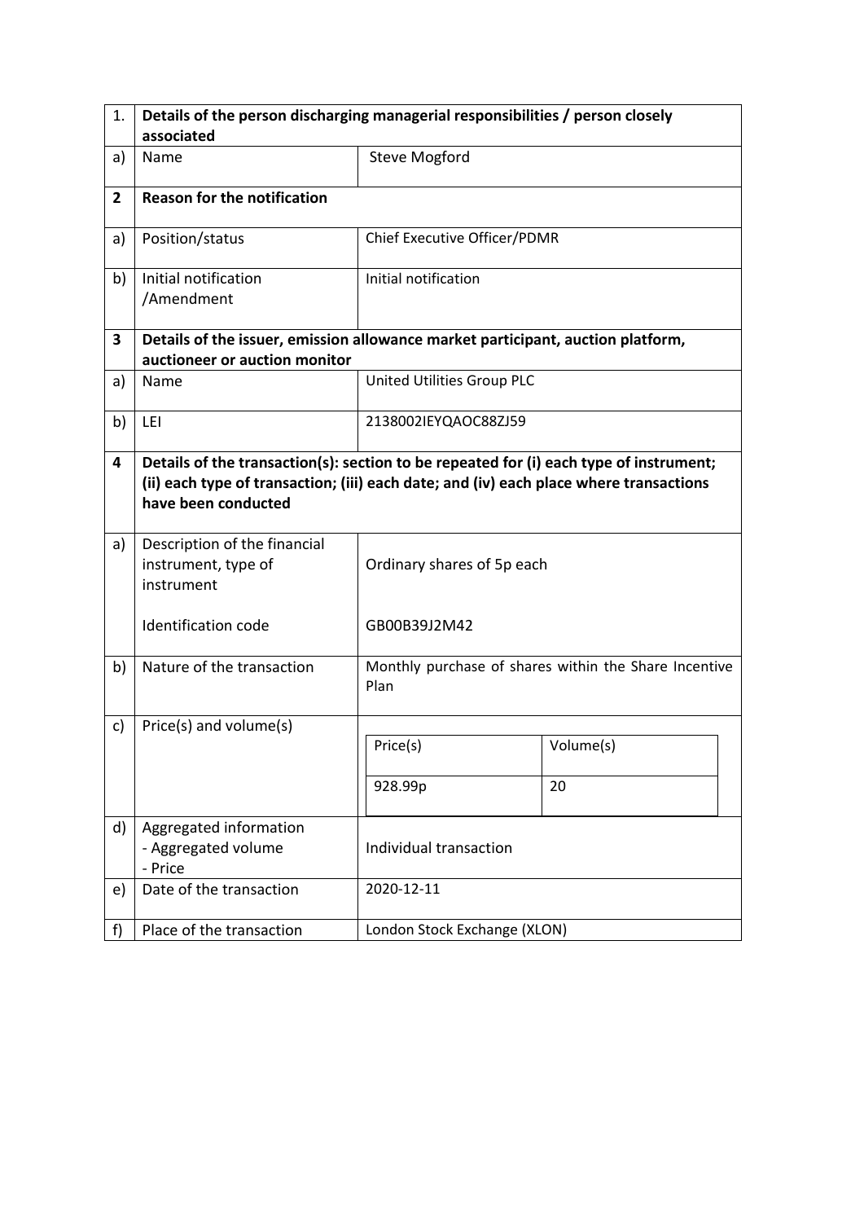| 1. | Details of the person discharging managerial responsibilities / person closely associated | |
|---|---|---|
| a) | Name | Steve Mogford |
| **2** | **Reason for the notification** | |
| a) | Position/status | Chief Executive Officer/PDMR |
| b) | Initial notification /Amendment | Initial notification |
| **3** | **Details of the issuer, emission allowance market participant, auction platform, auctioneer or auction monitor** | |
| a) | Name | United Utilities Group PLC |
| b) | LEI | 2138002IEYQAOC88ZJ59 |
| **4** | **Details of the transaction(s): section to be repeated for (i) each type of instrument; (ii) each type of transaction; (iii) each date; and (iv) each place where transactions have been conducted** | |
| a) | Description of the financial instrument, type of instrument<br><br>Identification code | Ordinary shares of 5p each<br><br>GB00B39J2M42 |
| b) | Nature of the transaction | Monthly purchase of shares within the Share Incentive Plan |
| c) | Price(s) and volume(s) | Price(s): 928.99p<br>Volume(s): 20 |
| d) | Aggregated information<br>- Aggregated volume<br>- Price | Individual transaction |
| e) | Date of the transaction | 2020-12-11 |
| f) | Place of the transaction | London Stock Exchange (XLON) |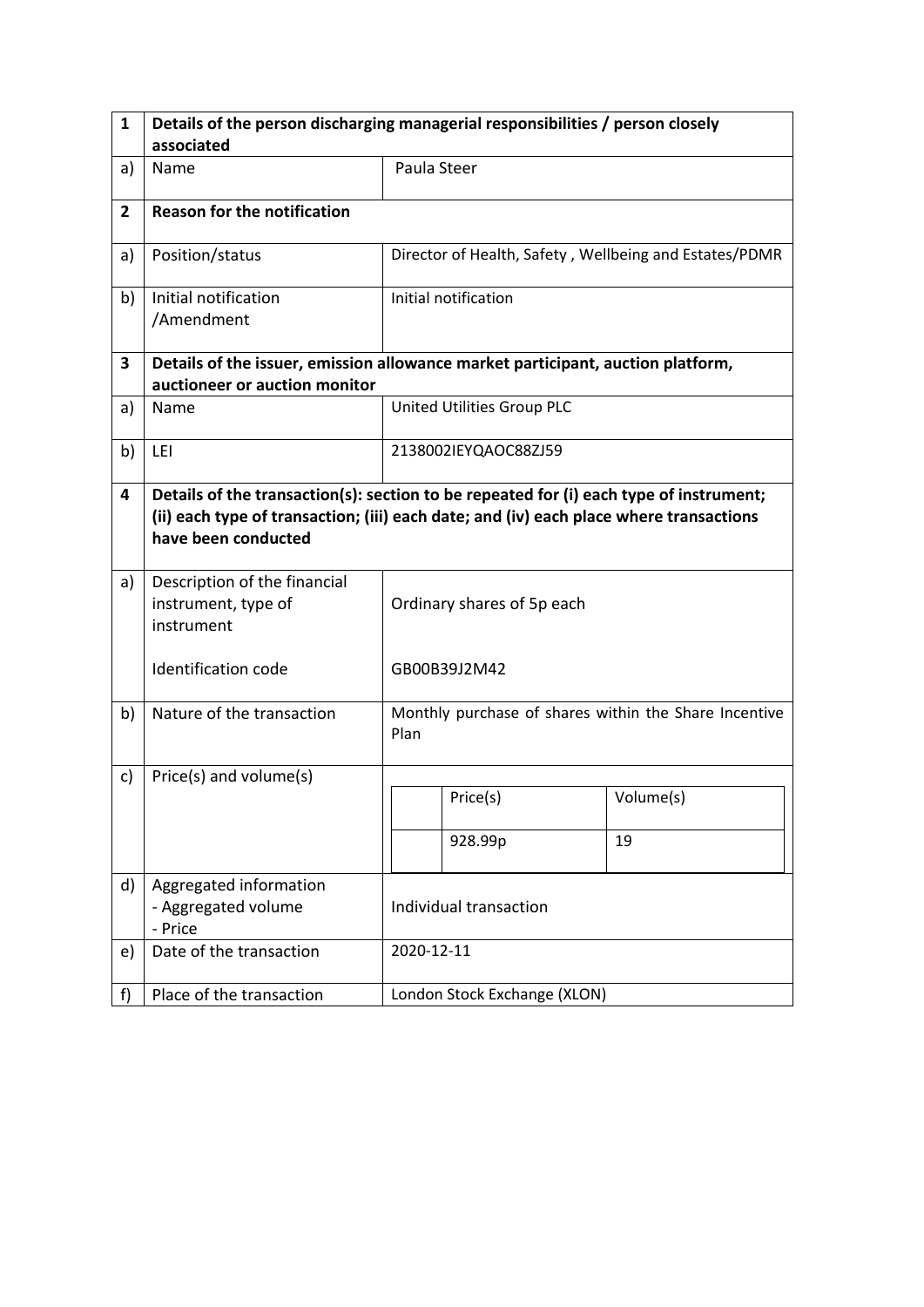| | | |
|---|---|---|
| **1** | **Details of the person discharging managerial responsibilities / person closely associated** | |
| a) | Name | Paula Steer |
| **2** | **Reason for the notification** | |
| a) | Position/status | Director of Health, Safety , Wellbeing and Estates/PDMR |
| b) | Initial notification /Amendment | Initial notification |
| **3** | **Details of the issuer, emission allowance market participant, auction platform, auctioneer or auction monitor** | |
| a) | Name | United Utilities Group PLC |
| b) | LEI | 2138002IEYQAOC88ZJ59 |
| **4** | **Details of the transaction(s): section to be repeated for (i) each type of instrument; (ii) each type of transaction; (iii) each date; and (iv) each place where transactions have been conducted** | |
| a) | Description of the financial instrument, type of instrument<br><br>Identification code | Ordinary shares of 5p each<br><br>GB00B39J2M42 |
| b) | Nature of the transaction | Monthly purchase of shares within the Share Incentive Plan |
| c) | Price(s) and volume(s) | Price(s): 928.99p<br>Volume(s): 19 |
| d) | Aggregated information<br>- Aggregated volume<br>- Price | Individual transaction |
| e) | Date of the transaction | 2020-12-11 |
| f) | Place of the transaction | London Stock Exchange (XLON) |